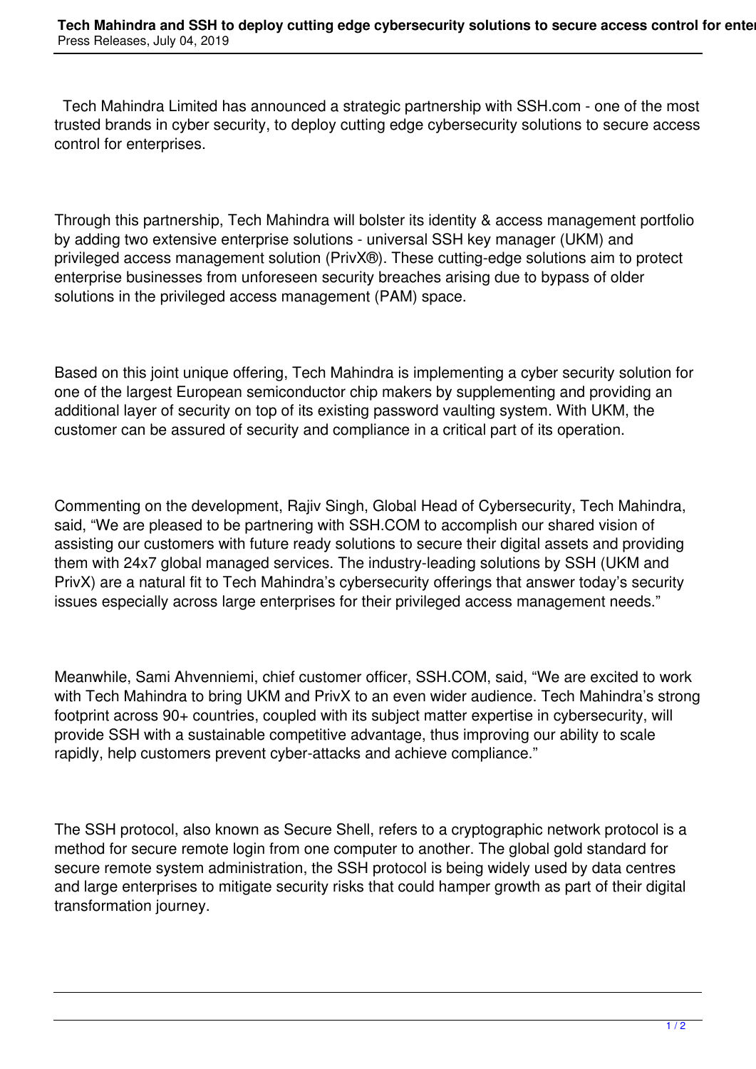Tech Mahindra Limited has announced a strategic partnership with SSH.com - one of the most trusted brands in cyber security, to deploy cutting edge cybersecurity solutions to secure access control for enterprises.

Through this partnership, Tech Mahindra will bolster its identity & access management portfolio by adding two extensive enterprise solutions - universal SSH key manager (UKM) and privileged access management solution (PrivX®). These cutting-edge solutions aim to protect enterprise businesses from unforeseen security breaches arising due to bypass of older solutions in the privileged access management (PAM) space.

Based on this joint unique offering, Tech Mahindra is implementing a cyber security solution for one of the largest European semiconductor chip makers by supplementing and providing an additional layer of security on top of its existing password vaulting system. With UKM, the customer can be assured of security and compliance in a critical part of its operation.

Commenting on the development, Rajiv Singh, Global Head of Cybersecurity, Tech Mahindra, said, "We are pleased to be partnering with SSH.COM to accomplish our shared vision of assisting our customers with future ready solutions to secure their digital assets and providing them with 24x7 global managed services. The industry-leading solutions by SSH (UKM and PrivX) are a natural fit to Tech Mahindra's cybersecurity offerings that answer today's security issues especially across large enterprises for their privileged access management needs."

Meanwhile, Sami Ahvenniemi, chief customer officer, SSH.COM, said, "We are excited to work with Tech Mahindra to bring UKM and PrivX to an even wider audience. Tech Mahindra's strong footprint across 90+ countries, coupled with its subject matter expertise in cybersecurity, will provide SSH with a sustainable competitive advantage, thus improving our ability to scale rapidly, help customers prevent cyber-attacks and achieve compliance."

The SSH protocol, also known as Secure Shell, refers to a cryptographic network protocol is a method for secure remote login from one computer to another. The global gold standard for secure remote system administration, the SSH protocol is being widely used by data centres and large enterprises to mitigate security risks that could hamper growth as part of their digital transformation journey.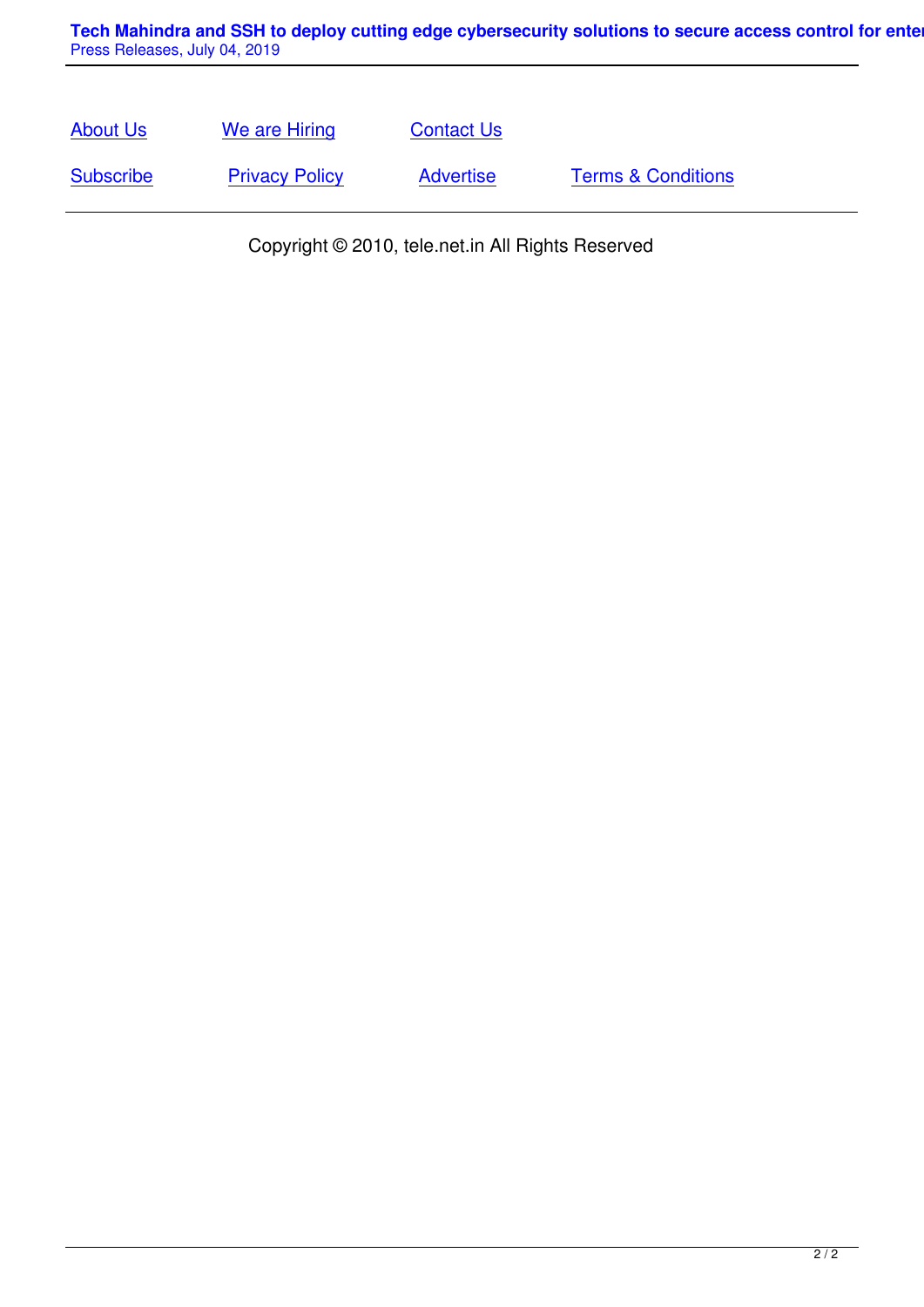[About Us](#) [We are Hiring](#) [Contact Us](#)

[Subscribe](#) [Privacy Policy](#) [Advertise](#) [Terms & Conditions](#)

---

Copyright © 2010, tele.net.in All Rights Reserved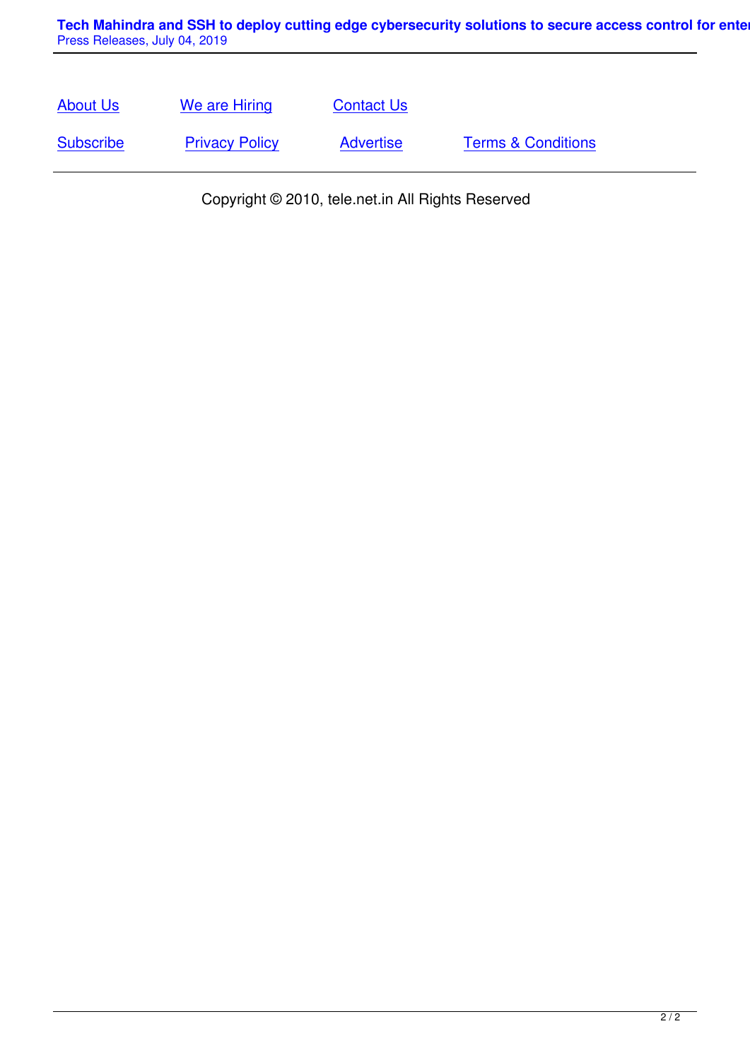About Us We are Hiring Contact Us

Subscribe Privacy Policy Advertise Terms & Conditions

Copyright © 2010, tele.net.in All Rights Reserved